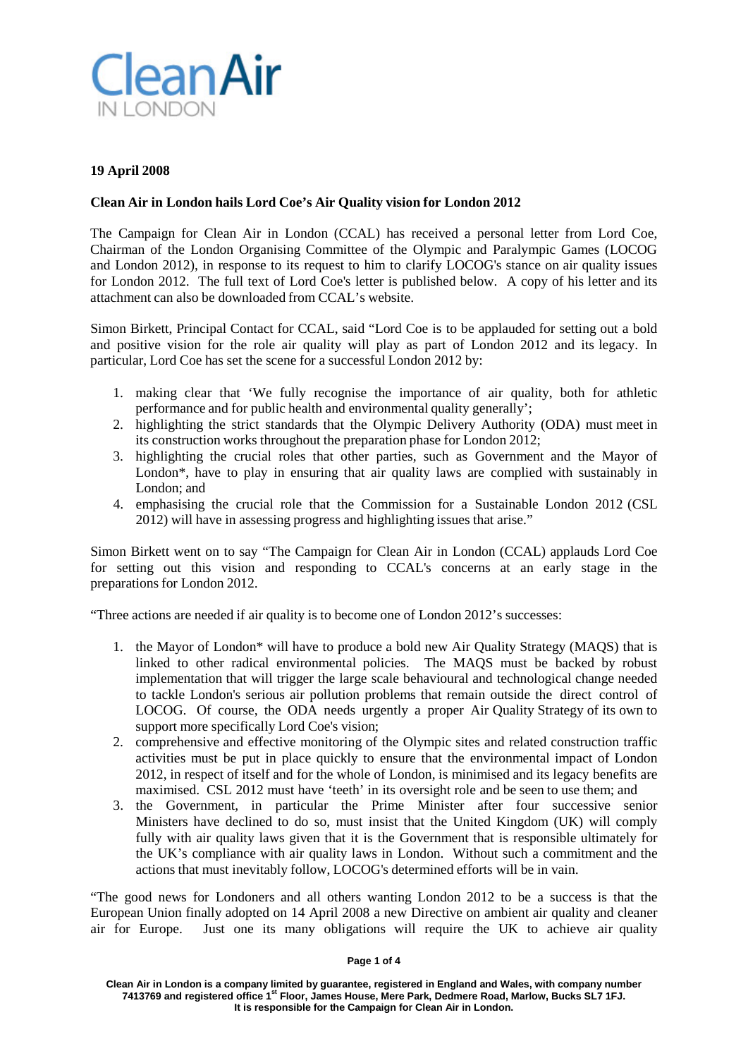**19 April 2008**

**Clean Air in London hails Lord Coe's Air Quality vision for London 2012**

The Campaign for Clean Air in London (CCAL) has received a personal letter from Lord Coe, Chairman of the London Organising Committee of the Olympic and Paralympic Games (LOCOG and London 2012), in response to its request to him to clarify LOCOG's stance on air quality issues for London 2012. The full text of Lord Coe's letter is published below. A copy of his letter and its attachment can also be downloaded from CCAL's website.

Simon Birkett, Principal Contact for CCAL, said "Lord Coe is to be applauded for setting out a bold and positive vision for the role air quality will play as part of London 2012 and its legacy. In particular, Lord Coe has set the scene for a successful London 2012 by:

1. making clear that 'We fully recognise the importance of air quality, both for athletic performance and for public health and environmental quality generally';
2. highlighting the strict standards that the Olympic Delivery Authority (ODA) must meet in its construction works throughout the preparation phase for London 2012;
3. highlighting the crucial roles that other parties, such as Government and the Mayor of London*, have to play in ensuring that air quality laws are complied with sustainably in London; and
4. emphasising the crucial role that the Commission for a Sustainable London 2012 (CSL 2012) will have in assessing progress and highlighting issues that arise."

Simon Birkett went on to say "The Campaign for Clean Air in London (CCAL) applauds Lord Coe for setting out this vision and responding to CCAL's concerns at an early stage in the preparations for London 2012.

"Three actions are needed if air quality is to become one of London 2012's successes:

1. the Mayor of London* will have to produce a bold new Air Quality Strategy (MAQS) that is linked to other radical environmental policies. The MAQS must be backed by robust implementation that will trigger the large scale behavioural and technological change needed to tackle London's serious air pollution problems that remain outside the direct control of LOCOG. Of course, the ODA needs urgently a proper Air Quality Strategy of its own to support more specifically Lord Coe's vision;
2. comprehensive and effective monitoring of the Olympic sites and related construction traffic activities must be put in place quickly to ensure that the environmental impact of London 2012, in respect of itself and for the whole of London, is minimised and its legacy benefits are maximised. CSL 2012 must have 'teeth' in its oversight role and be seen to use them; and
3. the Government, in particular the Prime Minister after four successive senior Ministers have declined to do so, must insist that the United Kingdom (UK) will comply fully with air quality laws given that it is the Government that is responsible ultimately for the UK's compliance with air quality laws in London. Without such a commitment and the actions that must inevitably follow, LOCOG's determined efforts will be in vain.

"The good news for Londoners and all others wanting London 2012 to be a success is that the European Union finally adopted on 14 April 2008 a new Directive on ambient air quality and cleaner air for Europe. Just one its many obligations will require the UK to achieve air quality

Clean Air in London is a company limited by guarantee, registered in England and Wales, with company number 7413769 and registered office 1st Floor, James House, Mere Park, Dedmere Road, Marlow, Bucks SL7 1FJ. It is responsible for the Campaign for Clean Air in London.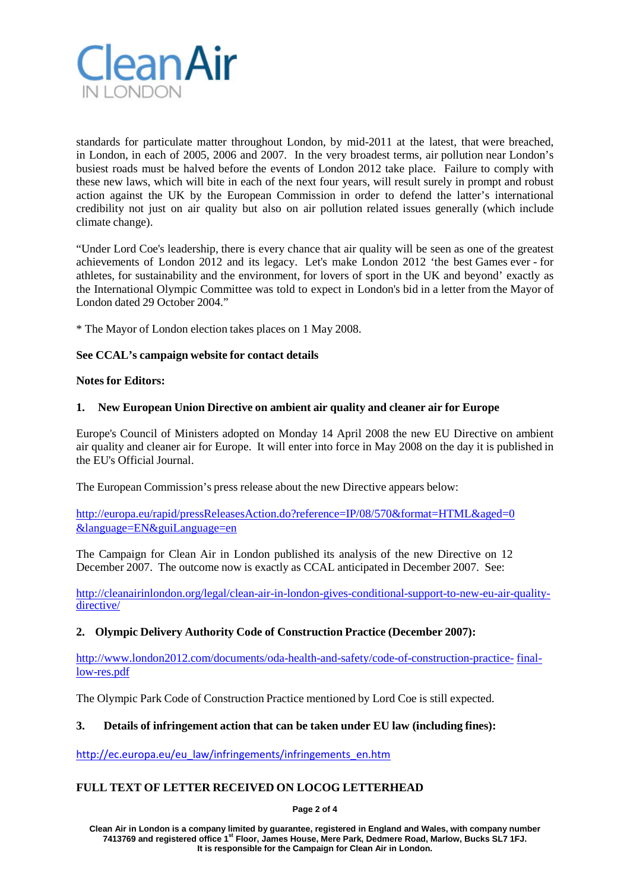standards for particulate matter throughout London, by mid-2011 at the latest, that were breached, in London, in each of 2005, 2006 and 2007. In the very broadest terms, air pollution near London's busiest roads must be halved before the events of London 2012 take place. Failure to comply with these new laws, which will bite in each of the next four years, will result surely in prompt and robust action against the UK by the European Commission in order to defend the latter's international credibility not just on air quality but also on air pollution related issues generally (which include climate change).

"Under Lord Coe's leadership, there is every chance that air quality will be seen as one of the greatest achievements of London 2012 and its legacy. Let's make London 2012 'the best Games ever - for athletes, for sustainability and the environment, for lovers of sport in the UK and beyond' exactly as the International Olympic Committee was told to expect in London's bid in a letter from the Mayor of London dated 29 October 2004."

* The Mayor of London election takes places on 1 May 2008.

**See CCAL's campaign website for contact details**

**Notes for Editors:**

**1. New European Union Directive on ambient air quality and cleaner air for Europe**

Europe's Council of Ministers adopted on Monday 14 April 2008 the new EU Directive on ambient air quality and cleaner air for Europe. It will enter into force in May 2008 on the day it is published in the EU's Official Journal.

The European Commission's press release about the new Directive appears below:

http://europa.eu/rapid/pressReleasesAction.do?reference=IP/08/570&format=HTML&aged=0&language=EN&guiLanguage=en

The Campaign for Clean Air in London published its analysis of the new Directive on 12 December 2007. The outcome now is exactly as CCAL anticipated in December 2007. See:

http://cleanairinlondon.org/legal/clean-air-in-london-gives-conditional-support-to-new-eu-air-quality-directive/

**2. Olympic Delivery Authority Code of Construction Practice (December 2007):**

http://www.london2012.com/documents/oda-health-and-safety/code-of-construction-practice-final-low-res.pdf

The Olympic Park Code of Construction Practice mentioned by Lord Coe is still expected.

**3. Details of infringement action that can be taken under EU law (including fines):**

http://ec.europa.eu/eu_law/infringements/infringements_en.htm

**FULL TEXT OF LETTER RECEIVED ON LOCOG LETTERHEAD**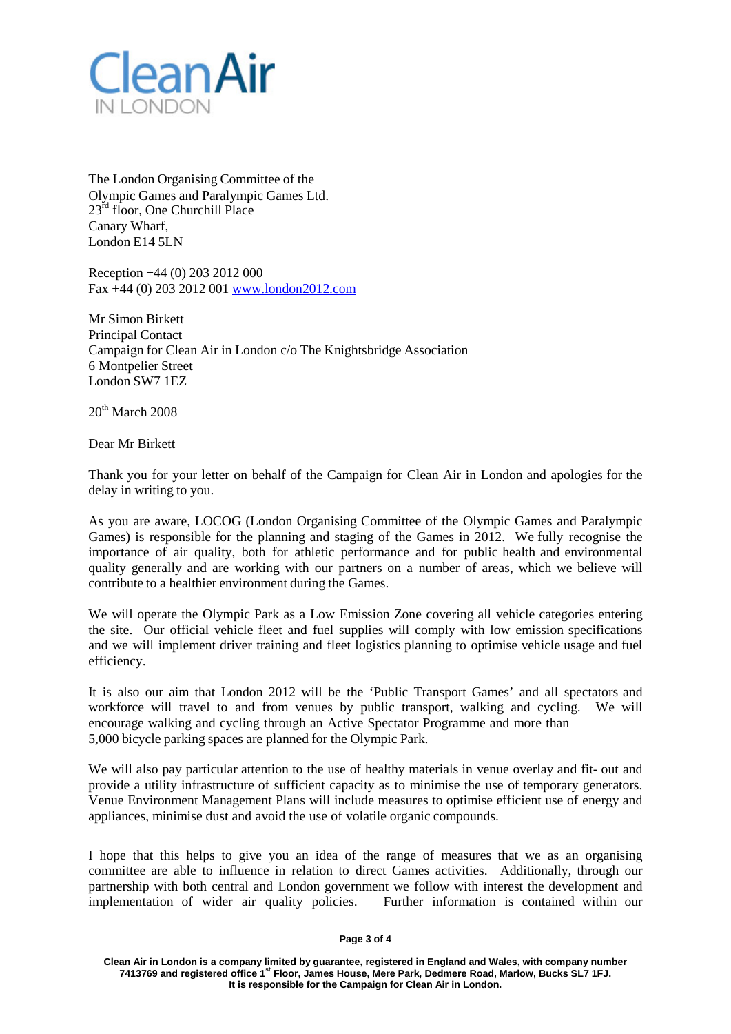# CleanAir
IN LONDON

The London Organising Committee of the
Olympic Games and Paralympic Games Ltd.
23rd floor, One Churchill Place
Canary Wharf,
London E14 5LN

Reception +44 (0) 203 2012 000
Fax +44 (0) 203 2012 001 www.london2012.com

Mr Simon Birkett
Principal Contact
Campaign for Clean Air in London c/o The Knightsbridge Association
6 Montpelier Street
London SW7 1EZ

20th March 2008

Dear Mr Birkett

Thank you for your letter on behalf of the Campaign for Clean Air in London and apologies for the delay in writing to you.

As you are aware, LOCOG (London Organising Committee of the Olympic Games and Paralympic Games) is responsible for the planning and staging of the Games in 2012. We fully recognise the importance of air quality, both for athletic performance and for public health and environmental quality generally and are working with our partners on a number of areas, which we believe will contribute to a healthier environment during the Games.

We will operate the Olympic Park as a Low Emission Zone covering all vehicle categories entering the site. Our official vehicle fleet and fuel supplies will comply with low emission specifications and we will implement driver training and fleet logistics planning to optimise vehicle usage and fuel efficiency.

It is also our aim that London 2012 will be the 'Public Transport Games' and all spectators and workforce will travel to and from venues by public transport, walking and cycling. We will encourage walking and cycling through an Active Spectator Programme and more than 5,000 bicycle parking spaces are planned for the Olympic Park.

We will also pay particular attention to the use of healthy materials in venue overlay and fit- out and provide a utility infrastructure of sufficient capacity as to minimise the use of temporary generators. Venue Environment Management Plans will include measures to optimise efficient use of energy and appliances, minimise dust and avoid the use of volatile organic compounds.

I hope that this helps to give you an idea of the range of measures that we as an organising committee are able to influence in relation to direct Games activities. Additionally, through our partnership with both central and London government we follow with interest the development and implementation of wider air quality policies. Further information is contained within our

**Clean Air in London is a company limited by guarantee, registered in England and Wales, with company number 7413769 and registered office 1st Floor, James House, Mere Park, Dedmere Road, Marlow, Bucks SL7 1FJ. It is responsible for the Campaign for Clean Air in London.**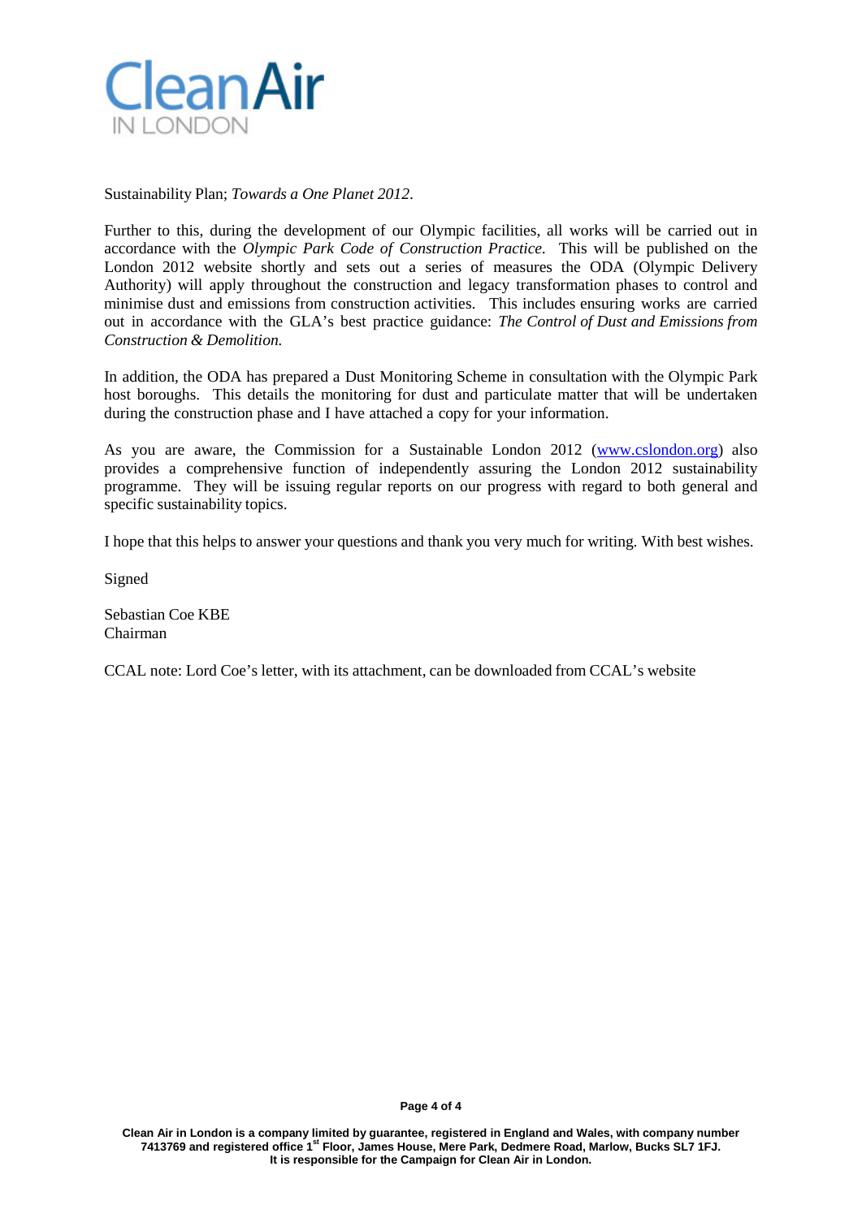Sustainability Plan; *Towards a One Planet 2012*.

Further to this, during the development of our Olympic facilities, all works will be carried out in accordance with the *Olympic Park Code of Construction Practice*. This will be published on the London 2012 website shortly and sets out a series of measures the ODA (Olympic Delivery Authority) will apply throughout the construction and legacy transformation phases to control and minimise dust and emissions from construction activities. This includes ensuring works are carried out in accordance with the GLA's best practice guidance: *The Control of Dust and Emissions from Construction & Demolition.*

In addition, the ODA has prepared a Dust Monitoring Scheme in consultation with the Olympic Park host boroughs. This details the monitoring for dust and particulate matter that will be undertaken during the construction phase and I have attached a copy for your information.

As you are aware, the Commission for a Sustainable London 2012 (www.cslondon.org) also provides a comprehensive function of independently assuring the London 2012 sustainability programme. They will be issuing regular reports on our progress with regard to both general and specific sustainability topics.

I hope that this helps to answer your questions and thank you very much for writing. With best wishes.

Signed

Sebastian Coe KBE
Chairman

CCAL note: Lord Coe's letter, with its attachment, can be downloaded from CCAL's website

**Clean Air in London is a company limited by guarantee, registered in England and Wales, with company number 7413769 and registered office 1st Floor, James House, Mere Park, Dedmere Road, Marlow, Bucks SL7 1FJ. It is responsible for the Campaign for Clean Air in London.**